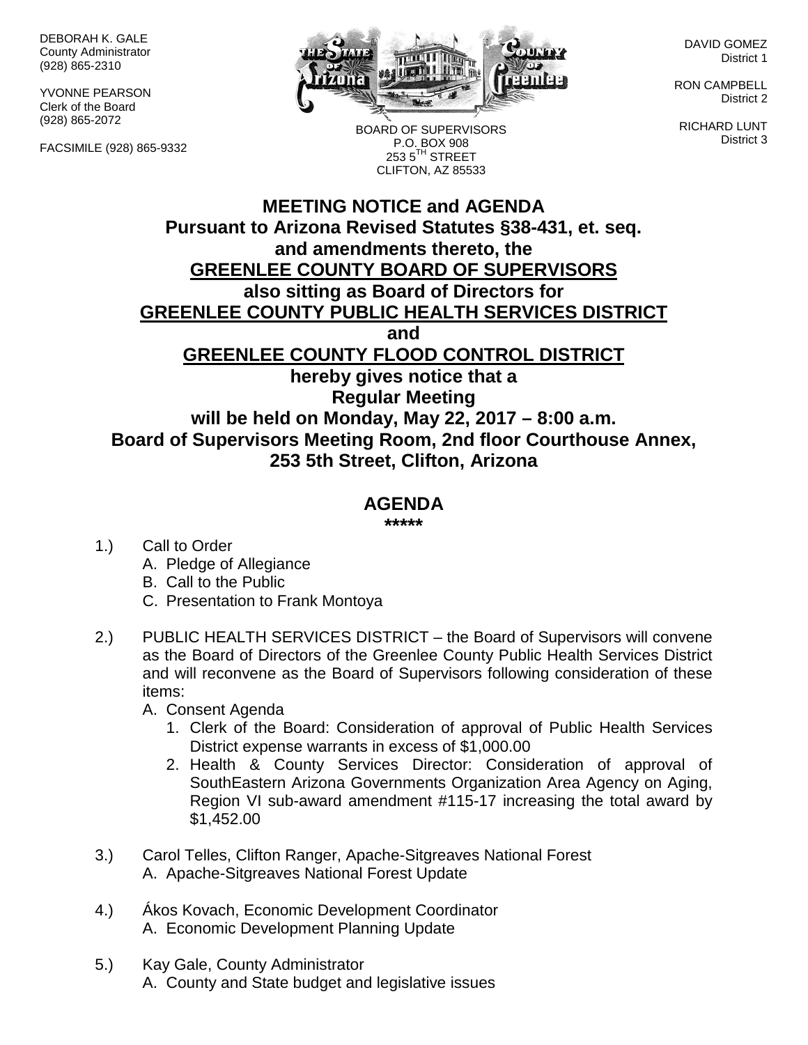DEBORAH K. GALE
County Administrator
(928) 865-2310

YVONNE PEARSON
Clerk of the Board
(928) 865-2072

FACSIMILE (928) 865-9332

BOARD OF SUPERVISORS
P.O. BOX 908
253 5TH STREET
CLIFTON, AZ 85533

DAVID GOMEZ
District 1

RON CAMPBELL
District 2

RICHARD LUNT
District 3

# MEETING NOTICE and AGENDA

**Pursuant to Arizona Revised Statutes §38-431, et. seq.**
**and amendments thereto, the**
**GREENLEE COUNTY BOARD OF SUPERVISORS**
**also sitting as Board of Directors for**
**GREENLEE COUNTY PUBLIC HEALTH SERVICES DISTRICT**
**and**
**GREENLEE COUNTY FLOOD CONTROL DISTRICT**
**hereby gives notice that a**
**Regular Meeting**
**will be held on Monday, May 22, 2017 – 8:00 a.m.**
**Board of Supervisors Meeting Room, 2nd floor Courthouse Annex,**
**253 5th Street, Clifton, Arizona**

## AGENDA

**\*\*\*\*\***

1.) Call to Order
   A. Pledge of Allegiance
   B. Call to the Public
   C. Presentation to Frank Montoya

2.) PUBLIC HEALTH SERVICES DISTRICT – the Board of Supervisors will convene as the Board of Directors of the Greenlee County Public Health Services District and will reconvene as the Board of Supervisors following consideration of these items:
   A. Consent Agenda
      1. Clerk of the Board: Consideration of approval of Public Health Services District expense warrants in excess of $1,000.00
      2. Health & County Services Director: Consideration of approval of SouthEastern Arizona Governments Organization Area Agency on Aging, Region VI sub-award amendment #115-17 increasing the total award by $1,452.00

3.) Carol Telles, Clifton Ranger, Apache-Sitgreaves National Forest
   A. Apache-Sitgreaves National Forest Update

4.) Ákos Kovach, Economic Development Coordinator
   A. Economic Development Planning Update

5.) Kay Gale, County Administrator
   A. County and State budget and legislative issues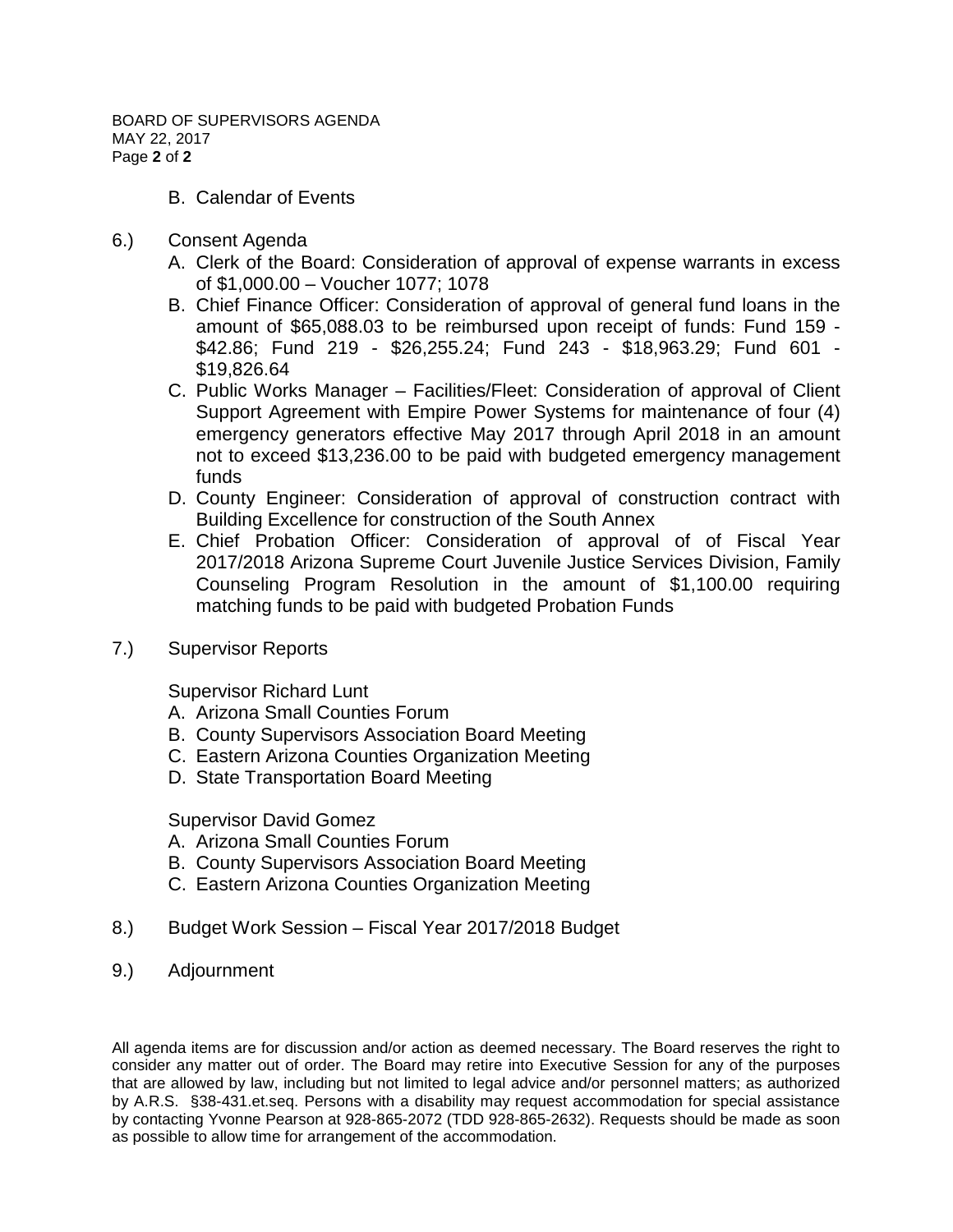B. Calendar of Events

6.) Consent Agenda

A. Clerk of the Board: Consideration of approval of expense warrants in excess of $1,000.00 – Voucher 1077; 1078

B. Chief Finance Officer: Consideration of approval of general fund loans in the amount of $65,088.03 to be reimbursed upon receipt of funds: Fund 159 - $42.86; Fund 219 - $26,255.24; Fund 243 - $18,963.29; Fund 601 - $19,826.64

C. Public Works Manager – Facilities/Fleet: Consideration of approval of Client Support Agreement with Empire Power Systems for maintenance of four (4) emergency generators effective May 2017 through April 2018 in an amount not to exceed $13,236.00 to be paid with budgeted emergency management funds

D. County Engineer: Consideration of approval of construction contract with Building Excellence for construction of the South Annex

E. Chief Probation Officer: Consideration of approval of of Fiscal Year 2017/2018 Arizona Supreme Court Juvenile Justice Services Division, Family Counseling Program Resolution in the amount of $1,100.00 requiring matching funds to be paid with budgeted Probation Funds

7.) Supervisor Reports

Supervisor Richard Lunt

A. Arizona Small Counties Forum
B. County Supervisors Association Board Meeting
C. Eastern Arizona Counties Organization Meeting
D. State Transportation Board Meeting

Supervisor David Gomez

A. Arizona Small Counties Forum
B. County Supervisors Association Board Meeting
C. Eastern Arizona Counties Organization Meeting

8.) Budget Work Session – Fiscal Year 2017/2018 Budget

9.) Adjournment

All agenda items are for discussion and/or action as deemed necessary. The Board reserves the right to consider any matter out of order. The Board may retire into Executive Session for any of the purposes that are allowed by law, including but not limited to legal advice and/or personnel matters; as authorized by A.R.S. §38-431.et.seq. Persons with a disability may request accommodation for special assistance by contacting Yvonne Pearson at 928-865-2072 (TDD 928-865-2632). Requests should be made as soon as possible to allow time for arrangement of the accommodation.